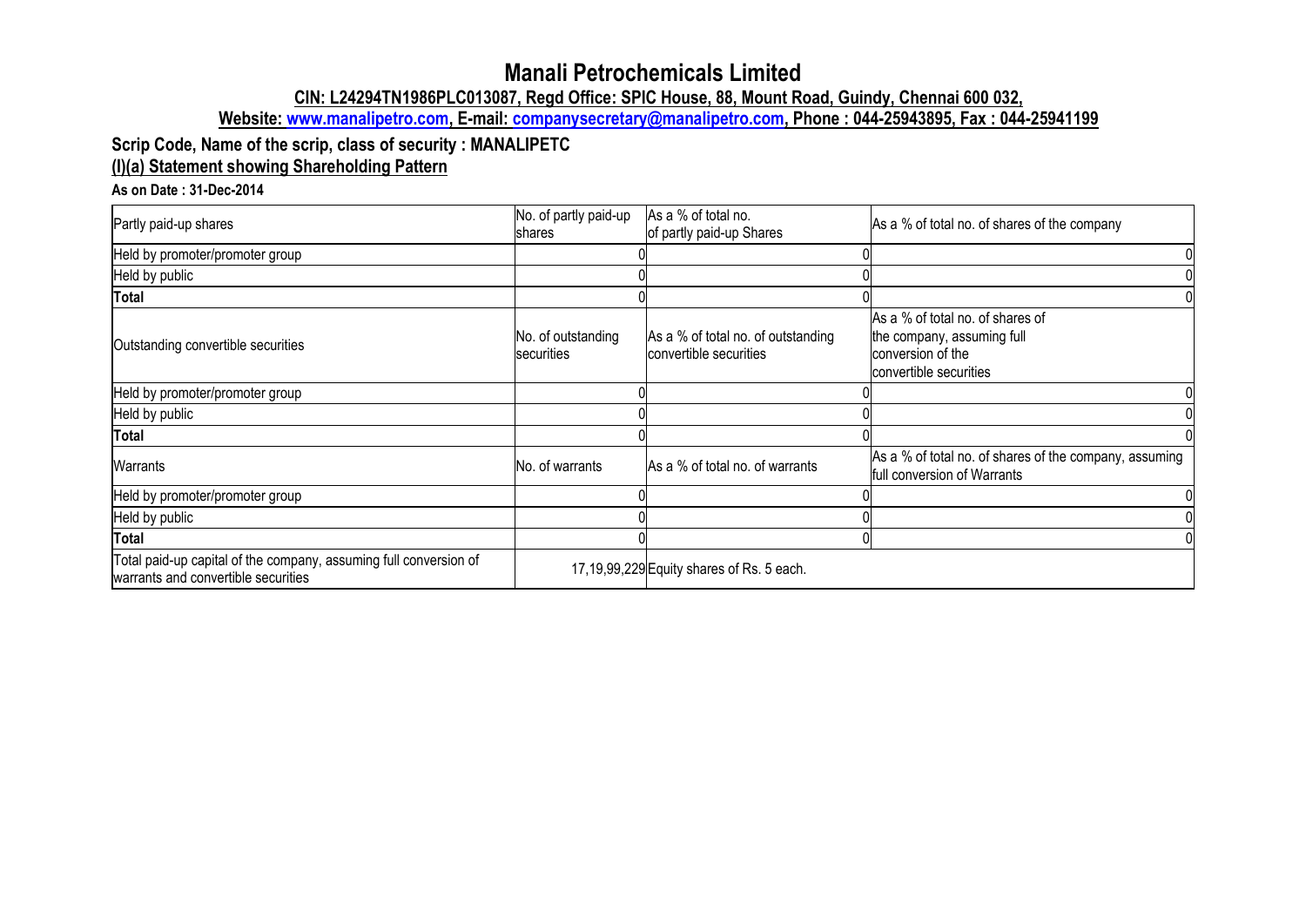# Manali Petrochemicals Limited

**CIN: L24294TN1986PLC013087, Regd Office: SPIC House, 88, Mount Road, Guindy, Chennai 600 032,**

**Website: www.manalipetro.com, E-mail: companysecretary@manalipetro.com, Phone : 044-25943895, Fax : 044-25941199**

**Scrip Code, Name of the scrip, class of security : MANALIPETC**

**(I)(a) Statement showing Shareholding Pattern**

**As on Date : 31-Dec-2014**

| Partly paid-up shares | No. of partly paid-up shares | As a % of total no. of partly paid-up Shares | As a % of total no. of shares of the company |
|---|---|---|---|
| Held by promoter/promoter group | 0 | 0 | 0 |
| Held by public | 0 | 0 | 0 |
| **Total** | 0 | 0 | 0 |
| Outstanding convertible securities | No. of outstanding securities | As a % of total no. of outstanding convertible securities | As a % of total no. of shares of the company, assuming full conversion of the convertible securities |
| Held by promoter/promoter group | 0 | 0 | 0 |
| Held by public | 0 | 0 | 0 |
| **Total** | 0 | 0 | 0 |
| Warrants | No. of warrants | As a % of total no. of warrants | As a % of total no. of shares of the company, assuming full conversion of Warrants |
| Held by promoter/promoter group | 0 | 0 | 0 |
| Held by public | 0 | 0 | 0 |
| **Total** | 0 | 0 | 0 |
| Total paid-up capital of the company, assuming full conversion of warrants and convertible securities | 17,19,99,229 | Equity shares of Rs. 5 each. | |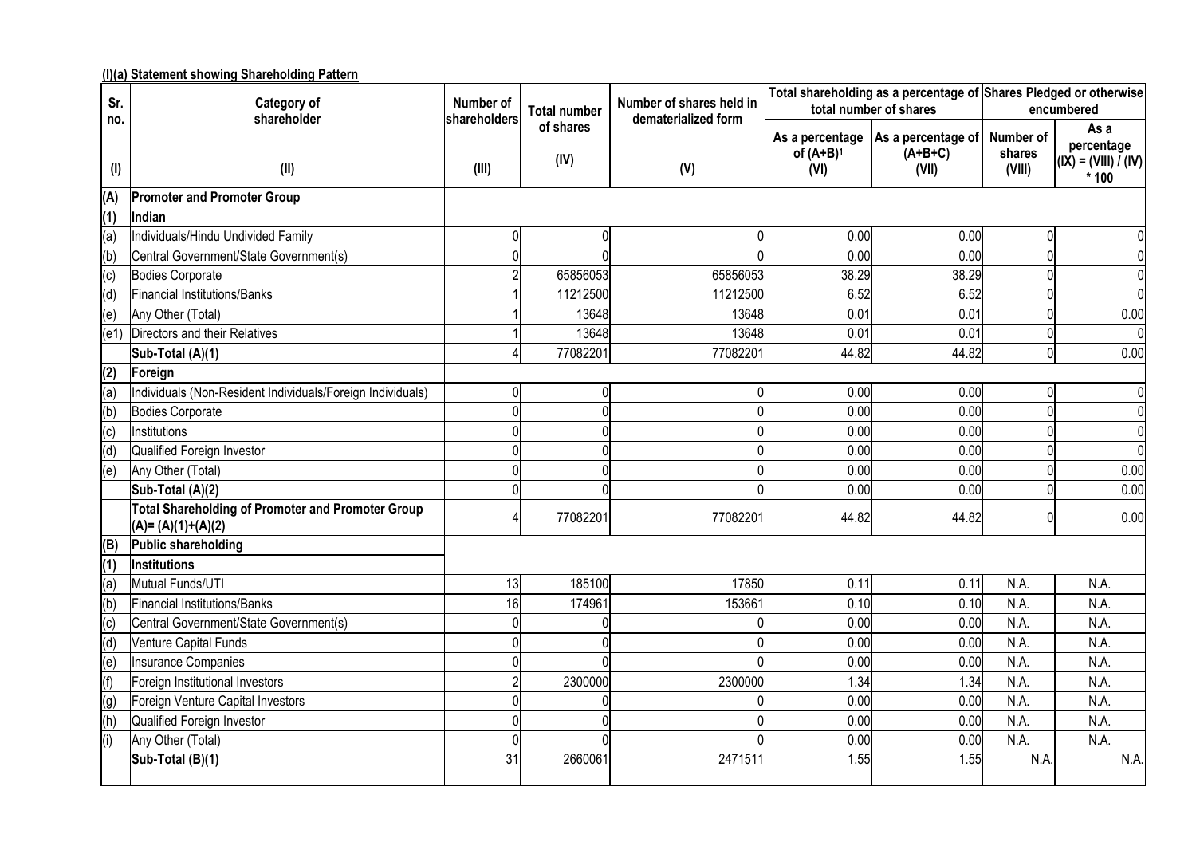**(I)(a) Statement showing Shareholding Pattern**

| Sr. no. | Category of shareholder | Number of shareholders | Total number of shares | Number of shares held in dematerialized form | Total shareholding as a percentage of total number of shares | | Shares Pledged or otherwise encumbered | |
|---|---|---|---|---|---|---|---|---|
| | | | | | As a percentage of (A+B)[1] | As a percentage of (A+B+C) | Number of shares | As a percentage (IX) = (VIII) / (IV) * 100 |
| (I) | (II) | (III) | (IV) | (V) | (VI) | (VII) | (VIII) | |
| **(A)** | **Promoter and Promoter Group** | | | | | | | |
| **(1)** | **Indian** | | | | | | | |
| (a) | Individuals/Hindu Undivided Family | 0 | 0 | 0 | 0.00 | 0.00 | 0 | 0 |
| (b) | Central Government/State Government(s) | 0 | 0 | 0 | 0.00 | 0.00 | 0 | 0 |
| (c) | Bodies Corporate | 2 | 65856053 | 65856053 | 38.29 | 38.29 | 0 | 0 |
| (d) | Financial Institutions/Banks | 1 | 11212500 | 11212500 | 6.52 | 6.52 | 0 | 0 |
| (e) | Any Other (Total) | 1 | 13648 | 13648 | 0.01 | 0.01 | 0 | 0.00 |
| (e1) | Directors and their Relatives | 1 | 13648 | 13648 | 0.01 | 0.01 | 0 | 0 |
| | **Sub-Total (A)(1)** | 4 | 77082201 | 77082201 | 44.82 | 44.82 | 0 | 0.00 |
| **(2)** | **Foreign** | | | | | | | |
| (a) | Individuals (Non-Resident Individuals/Foreign Individuals) | 0 | 0 | 0 | 0.00 | 0.00 | 0 | 0 |
| (b) | Bodies Corporate | 0 | 0 | 0 | 0.00 | 0.00 | 0 | 0 |
| (c) | Institutions | 0 | 0 | 0 | 0.00 | 0.00 | 0 | 0 |
| (d) | Qualified Foreign Investor | 0 | 0 | 0 | 0.00 | 0.00 | 0 | 0 |
| (e) | Any Other (Total) | 0 | 0 | 0 | 0.00 | 0.00 | 0 | 0.00 |
| | **Sub-Total (A)(2)** | 0 | 0 | 0 | 0.00 | 0.00 | 0 | 0.00 |
| | **Total Shareholding of Promoter and Promoter Group (A)= (A)(1)+(A)(2)** | 4 | 77082201 | 77082201 | 44.82 | 44.82 | 0 | 0.00 |
| **(B)** | **Public shareholding** | | | | | | | |
| **(1)** | **Institutions** | | | | | | | |
| (a) | Mutual Funds/UTI | 13 | 185100 | 17850 | 0.11 | 0.11 | N.A. | N.A. |
| (b) | Financial Institutions/Banks | 16 | 174961 | 153661 | 0.10 | 0.10 | N.A. | N.A. |
| (c) | Central Government/State Government(s) | 0 | 0 | 0 | 0.00 | 0.00 | N.A. | N.A. |
| (d) | Venture Capital Funds | 0 | 0 | 0 | 0.00 | 0.00 | N.A. | N.A. |
| (e) | Insurance Companies | 0 | 0 | 0 | 0.00 | 0.00 | N.A. | N.A. |
| (f) | Foreign Institutional Investors | 2 | 2300000 | 2300000 | 1.34 | 1.34 | N.A. | N.A. |
| (g) | Foreign Venture Capital Investors | 0 | 0 | 0 | 0.00 | 0.00 | N.A. | N.A. |
| (h) | Qualified Foreign Investor | 0 | 0 | 0 | 0.00 | 0.00 | N.A. | N.A. |
| (i) | Any Other (Total) | 0 | 0 | 0 | 0.00 | 0.00 | N.A. | N.A. |
| | **Sub-Total (B)(1)** | 31 | 2660061 | 2471511 | 1.55 | 1.55 | N.A. | N.A. |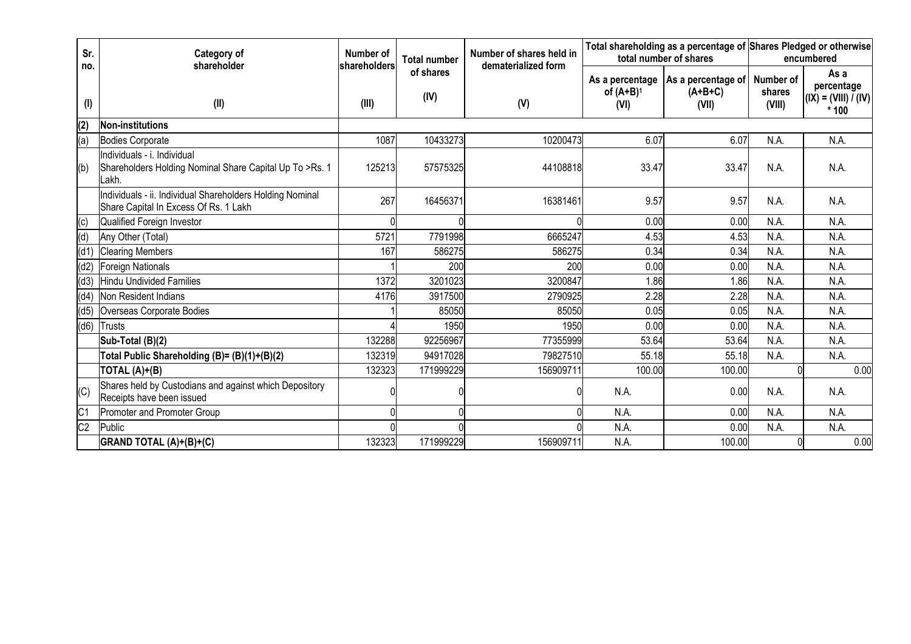| Sr. no. | Category of shareholder | Number of shareholders | Total number of shares | Number of shares held in dematerialized form | Total shareholding as a percentage of total number of shares | | Shares Pledged or otherwise encumbered | |
|---|---|---|---|---|---|---|---|---|
| | | | | | As a percentage of (A+B)[1] | As a percentage of (A+B+C) | Number of shares | As a percentage |
| (I) | (II) | (III) | (IV) | (V) | (VI) | (VII) | (VIII) | (IX) = (VIII) / (IV) * 100 |
| **(2)** | **Non-institutions** | | | | | | | |
| (a) | Bodies Corporate | 1087 | 10433273 | 10200473 | 6.07 | 6.07 | N.A. | N.A. |
| (b) | Individuals - i. Individual Shareholders Holding Nominal Share Capital Up To >Rs. 1 Lakh. | 125213 | 57575325 | 44108818 | 33.47 | 33.47 | N.A. | N.A. |
| | Individuals - ii. Individual Shareholders Holding Nominal Share Capital In Excess Of Rs. 1 Lakh | 267 | 16456371 | 16381461 | 9.57 | 9.57 | N.A. | N.A. |
| (c) | Qualified Foreign Investor | 0 | 0 | 0 | 0.00 | 0.00 | N.A. | N.A. |
| (d) | Any Other (Total) | 5721 | 7791998 | 6665247 | 4.53 | 4.53 | N.A. | N.A. |
| (d1) | Clearing Members | 167 | 586275 | 586275 | 0.34 | 0.34 | N.A. | N.A. |
| (d2) | Foreign Nationals | 1 | 200 | 200 | 0.00 | 0.00 | N.A. | N.A. |
| (d3) | Hindu Undivided Families | 1372 | 3201023 | 3200847 | 1.86 | 1.86 | N.A. | N.A. |
| (d4) | Non Resident Indians | 4176 | 3917500 | 2790925 | 2.28 | 2.28 | N.A. | N.A. |
| (d5) | Overseas Corporate Bodies | 1 | 85050 | 85050 | 0.05 | 0.05 | N.A. | N.A. |
| (d6) | Trusts | 4 | 1950 | 1950 | 0.00 | 0.00 | N.A. | N.A. |
| | **Sub-Total (B)(2)** | 132288 | 92256967 | 77355999 | 53.64 | 53.64 | N.A. | N.A. |
| | **Total Public Shareholding (B)= (B)(1)+(B)(2)** | 132319 | 94917028 | 79827510 | 55.18 | 55.18 | N.A. | N.A. |
| | **TOTAL (A)+(B)** | 132323 | 171999229 | 156909711 | 100.00 | 100.00 | 0 | 0.00 |
| (C) | Shares held by Custodians and against which Depository Receipts have been issued | 0 | 0 | 0 | N.A. | 0.00 | N.A. | N.A. |
| C1 | Promoter and Promoter Group | 0 | 0 | 0 | N.A. | 0.00 | N.A. | N.A. |
| C2 | Public | 0 | 0 | 0 | N.A. | 0.00 | N.A. | N.A. |
| | **GRAND TOTAL (A)+(B)+(C)** | 132323 | 171999229 | 156909711 | N.A. | 100.00 | 0 | 0.00 |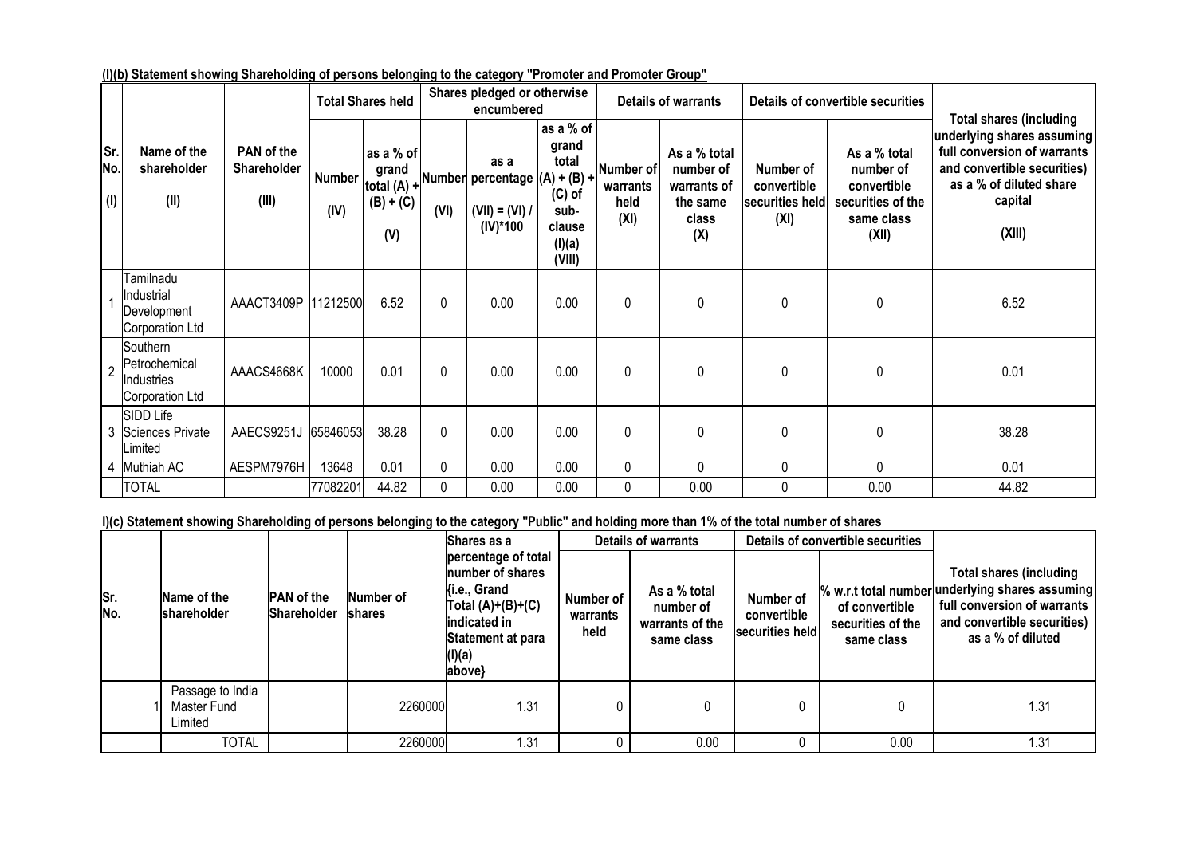**(I)(b) Statement showing Shareholding of persons belonging to the category "Promoter and Promoter Group"**

| Sr. No. (I) | Name of the shareholder (II) | PAN of the Shareholder (III) | Total Shares held | | Shares pledged or otherwise encumbered | | | Details of warrants | | Details of convertible securities | | Total shares (including underlying shares assuming full conversion of warrants and convertible securities) as a % of diluted share capital (XIII) |
|---|---|---|---|---|---|---|---|---|---|---|---|---|
| | | | Number (IV) | as a % of grand total (A) + (B) + (C) (V) | Number (VI) | as a percentage (VII) = (VI) / (IV)*100 | as a % of grand total (A) + (B) + (C) of sub-clause (I)(a) (VIII) | Number of warrants held (XI) | As a % total number of warrants of the same class (X) | Number of convertible securities held (XI) | As a % total number of convertible securities of the same class (XII) | |
| 1 | Tamilnadu Industrial Development Corporation Ltd | AAACT3409P | 11212500 | 6.52 | 0 | 0.00 | 0.00 | 0 | 0 | 0 | 0 | 6.52 |
| 2 | Southern Petrochemical Industries Corporation Ltd | AAACS4668K | 10000 | 0.01 | 0 | 0.00 | 0.00 | 0 | 0 | 0 | 0 | 0.01 |
| 3 | SIDD Life Sciences Private Limited | AAECS9251J | 65846053 | 38.28 | 0 | 0.00 | 0.00 | 0 | 0 | 0 | 0 | 38.28 |
| 4 | Muthiah AC | AESPM7976H | 13648 | 0.01 | 0 | 0.00 | 0.00 | 0 | 0 | 0 | 0 | 0.01 |
| | TOTAL | | 77082201 | 44.82 | 0 | 0.00 | 0.00 | 0 | 0.00 | 0 | 0.00 | 44.82 |

**I)(c) Statement showing Shareholding of persons belonging to the category "Public" and holding more than 1% of the total number of shares**

| Sr. No. | Name of the shareholder | PAN of the Shareholder | Number of shares | Shares as a percentage of total number of shares {i.e., Grand Total (A)+(B)+(C) indicated in Statement at para (I)(a) above} | Details of warrants | | Details of convertible securities | | Total shares (including underlying shares assuming full conversion of warrants and convertible securities) as a % of diluted |
|---|---|---|---|---|---|---|---|---|---|
| | | | | | Number of warrants held | As a % total number of warrants of the same class | Number of convertible securities held | % w.r.t total number of convertible securities of the same class | |
| 1 | Passage to India Master Fund Limited | | 2260000 | 1.31 | 0 | 0 | 0 | 0 | 1.31 |
| | TOTAL | | 2260000 | 1.31 | 0 | 0.00 | 0 | 0.00 | 1.31 |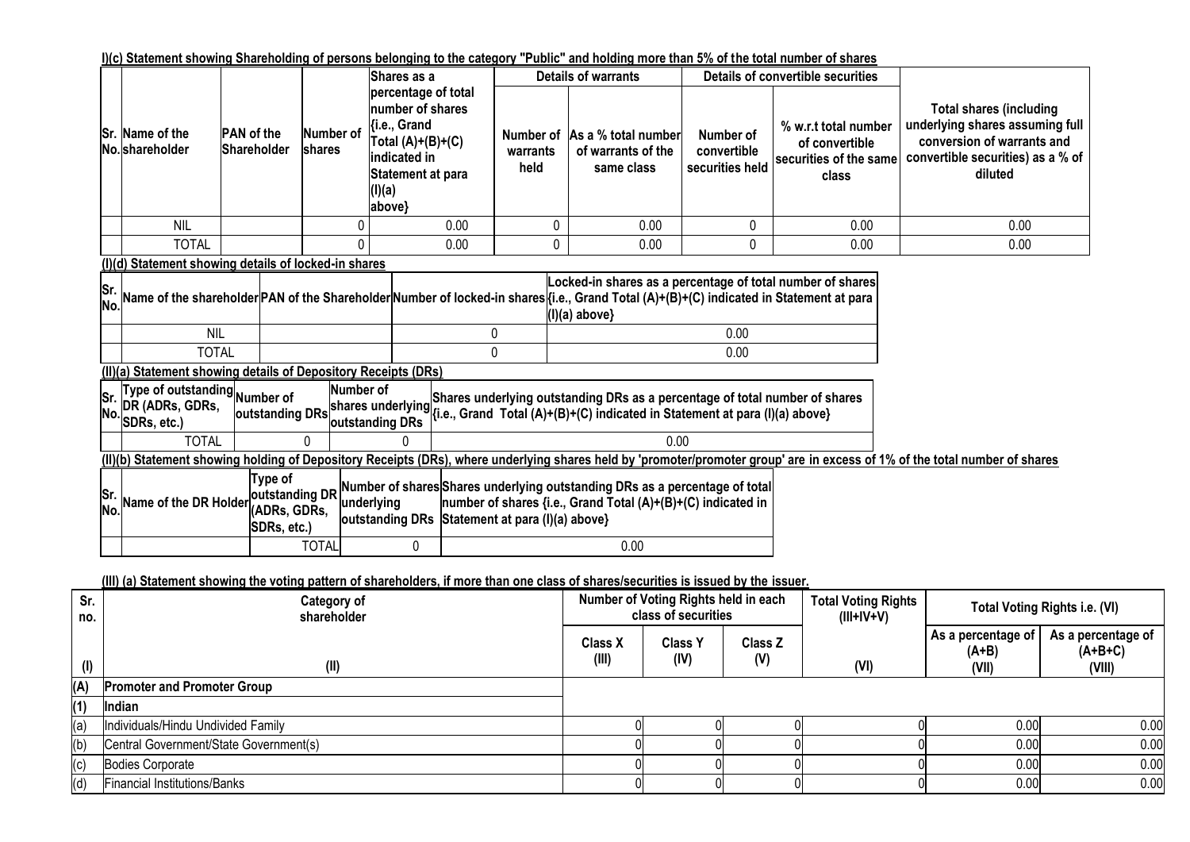**I)(c) Statement showing Shareholding of persons belonging to the category "Public" and holding more than 5% of the total number of shares**

| Sr. No. | Name of the shareholder | PAN of the Shareholder | Number of shares | Shares as a percentage of total number of shares {i.e., Grand Total (A)+(B)+(C) indicated in Statement at para (I)(a) above} | Details of warrants | | Details of convertible securities | | Total shares (including underlying shares assuming full conversion of warrants and convertible securities) as a % of diluted |
|---|---|---|---|---|---|---|---|---|---|
| | | | | | Number of warrants held | As a % total number of warrants of the same class | Number of convertible securities held | % w.r.t total number of convertible securities of the same class | |
| | NIL | | 0 | 0.00 | 0 | 0.00 | 0 | 0.00 | 0.00 |
| | TOTAL | | 0 | 0.00 | 0 | 0.00 | 0 | 0.00 | 0.00 |

**(I)(d) Statement showing details of locked-in shares**

| Sr. No. | Name of the shareholder | PAN of the Shareholder | Number of locked-in shares | Locked-in shares as a percentage of total number of shares {i.e., Grand Total (A)+(B)+(C) indicated in Statement at para (I)(a) above} |
|---|---|---|---|---|
| | NIL | | 0 | 0.00 |
| | TOTAL | | 0 | 0.00 |

**(II)(a) Statement showing details of Depository Receipts (DRs)**

| Sr. No. | Type of outstanding DR (ADRs, GDRs, SDRs, etc.) | Number of outstanding DRs | Number of shares underlying outstanding DRs | Shares underlying outstanding DRs as a percentage of total number of shares {i.e., Grand Total (A)+(B)+(C) indicated in Statement at para (I)(a) above} |
|---|---|---|---|---|
| | TOTAL | 0 | 0 | 0.00 |

**(II)(b) Statement showing holding of Depository Receipts (DRs), where underlying shares held by 'promoter/promoter group' are in excess of 1% of the total number of shares**

| Sr. No. | Name of the DR Holder | Type of outstanding DR (ADRs, GDRs, SDRs, etc.) | Number of shares underlying outstanding DRs | Shares underlying outstanding DRs as a percentage of total number of shares {i.e., Grand Total (A)+(B)+(C) indicated in Statement at para (I)(a) above} |
|---|---|---|---|---|
| | | TOTAL | 0 | 0.00 |

**(III) (a) Statement showing the voting pattern of shareholders, if more than one class of shares/securities is issued by the issuer.**

| Sr. no. | Category of shareholder | Number of Voting Rights held in each class of securities | | | Total Voting Rights (III+IV+V) | Total Voting Rights i.e. (VI) | |
|---|---|---|---|---|---|---|---|
| | | Class X (III) | Class Y (IV) | Class Z (V) | | As a percentage of (A+B) (VII) | As a percentage of (A+B+C) (VIII) |
| (I) | (II) | | | | (VI) | | |
| (A) | **Promoter and Promoter Group** | | | | | | |
| (1) | **Indian** | | | | | | |
| (a) | Individuals/Hindu Undivided Family | 0 | 0 | 0 | 0 | 0.00 | 0.00 |
| (b) | Central Government/State Government(s) | 0 | 0 | 0 | 0 | 0.00 | 0.00 |
| (c) | Bodies Corporate | 0 | 0 | 0 | 0 | 0.00 | 0.00 |
| (d) | Financial Institutions/Banks | 0 | 0 | 0 | 0 | 0.00 | 0.00 |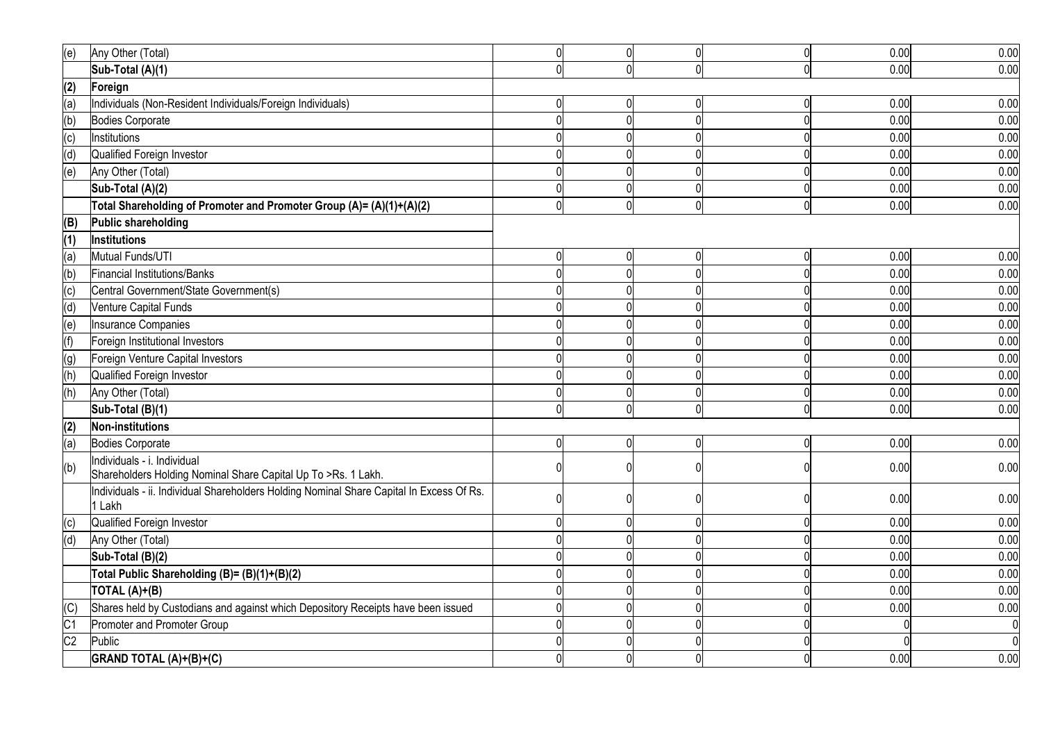| | | | | | | | |
|---|---|---|---|---|---|---|---|
| (e) | Any Other (Total) | 0 | 0 | 0 | 0 | 0.00 | 0.00 |
| | **Sub-Total (A)(1)** | 0 | 0 | 0 | 0 | 0.00 | 0.00 |
| **(2)** | **Foreign** | | | | | | |
| (a) | Individuals (Non-Resident Individuals/Foreign Individuals) | 0 | 0 | 0 | 0 | 0.00 | 0.00 |
| (b) | Bodies Corporate | 0 | 0 | 0 | 0 | 0.00 | 0.00 |
| (c) | Institutions | 0 | 0 | 0 | 0 | 0.00 | 0.00 |
| (d) | Qualified Foreign Investor | 0 | 0 | 0 | 0 | 0.00 | 0.00 |
| (e) | Any Other (Total) | 0 | 0 | 0 | 0 | 0.00 | 0.00 |
| | **Sub-Total (A)(2)** | 0 | 0 | 0 | 0 | 0.00 | 0.00 |
| | **Total Shareholding of Promoter and Promoter Group (A)= (A)(1)+(A)(2)** | 0 | 0 | 0 | 0 | 0.00 | 0.00 |
| **(B)** | **Public shareholding** | | | | | | |
| **(1)** | **Institutions** | | | | | | |
| (a) | Mutual Funds/UTI | 0 | 0 | 0 | 0 | 0.00 | 0.00 |
| (b) | Financial Institutions/Banks | 0 | 0 | 0 | 0 | 0.00 | 0.00 |
| (c) | Central Government/State Government(s) | 0 | 0 | 0 | 0 | 0.00 | 0.00 |
| (d) | Venture Capital Funds | 0 | 0 | 0 | 0 | 0.00 | 0.00 |
| (e) | Insurance Companies | 0 | 0 | 0 | 0 | 0.00 | 0.00 |
| (f) | Foreign Institutional Investors | 0 | 0 | 0 | 0 | 0.00 | 0.00 |
| (g) | Foreign Venture Capital Investors | 0 | 0 | 0 | 0 | 0.00 | 0.00 |
| (h) | Qualified Foreign Investor | 0 | 0 | 0 | 0 | 0.00 | 0.00 |
| (h) | Any Other (Total) | 0 | 0 | 0 | 0 | 0.00 | 0.00 |
| | **Sub-Total (B)(1)** | 0 | 0 | 0 | 0 | 0.00 | 0.00 |
| **(2)** | **Non-institutions** | | | | | | |
| (a) | Bodies Corporate | 0 | 0 | 0 | 0 | 0.00 | 0.00 |
| (b) | Individuals - i. Individual Shareholders Holding Nominal Share Capital Up To >Rs. 1 Lakh. | 0 | 0 | 0 | 0 | 0.00 | 0.00 |
| | Individuals - ii. Individual Shareholders Holding Nominal Share Capital In Excess Of Rs. 1 Lakh | 0 | 0 | 0 | 0 | 0.00 | 0.00 |
| (c) | Qualified Foreign Investor | 0 | 0 | 0 | 0 | 0.00 | 0.00 |
| (d) | Any Other (Total) | 0 | 0 | 0 | 0 | 0.00 | 0.00 |
| | **Sub-Total (B)(2)** | 0 | 0 | 0 | 0 | 0.00 | 0.00 |
| | **Total Public Shareholding (B)= (B)(1)+(B)(2)** | 0 | 0 | 0 | 0 | 0.00 | 0.00 |
| | **TOTAL (A)+(B)** | 0 | 0 | 0 | 0 | 0.00 | 0.00 |
| (C) | Shares held by Custodians and against which Depository Receipts have been issued | 0 | 0 | 0 | 0 | 0.00 | 0.00 |
| C1 | Promoter and Promoter Group | 0 | 0 | 0 | 0 | 0 | 0 |
| C2 | Public | 0 | 0 | 0 | 0 | 0 | 0 |
| | **GRAND TOTAL (A)+(B)+(C)** | 0 | 0 | 0 | 0 | 0.00 | 0.00 |